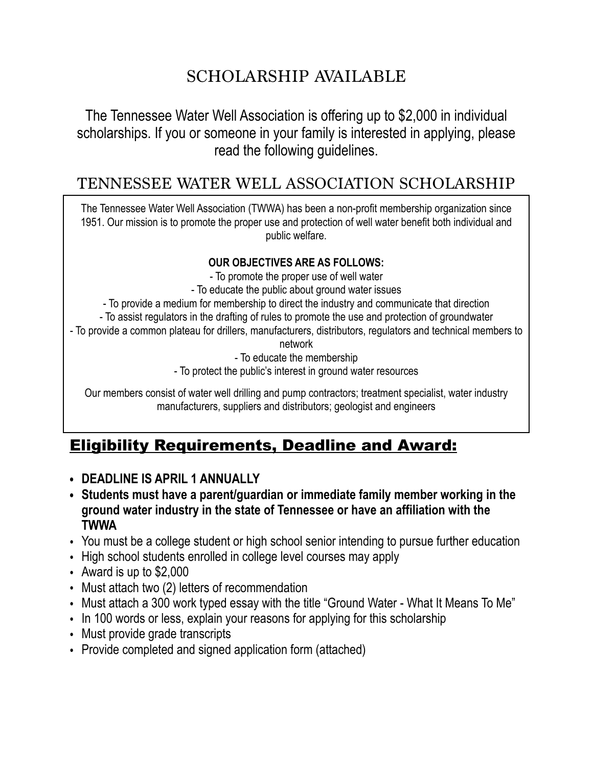# SCHOLARSHIP AVAILABLE

The Tennessee Water Well Association is offering up to $2,000 in individual scholarships. If you or someone in your family is interested in applying, please read the following guidelines.

## TENNESSEE WATER WELL ASSOCIATION SCHOLARSHIP

The Tennessee Water Well Association (TWWA) has been a non-profit membership organization since 1951. Our mission is to promote the proper use and protection of well water benefit both individual and public welfare.

**OUR OBJECTIVES ARE AS FOLLOWS:**

- To promote the proper use of well water
- To educate the public about ground water issues
- To provide a medium for membership to direct the industry and communicate that direction
- To assist regulators in the drafting of rules to promote the use and protection of groundwater
- To provide a common plateau for drillers, manufacturers, distributors, regulators and technical members to network
- To educate the membership
- To protect the public's interest in ground water resources

Our members consist of water well drilling and pump contractors; treatment specialist, water industry manufacturers, suppliers and distributors; geologist and engineers

## Eligibility Requirements, Deadline and Award:

- **DEADLINE IS APRIL 1 ANNUALLY**
- **Students must have a parent/guardian or immediate family member working in the ground water industry in the state of Tennessee or have an affiliation with the TWWA**
- You must be a college student or high school senior intending to pursue further education
- High school students enrolled in college level courses may apply
- Award is up to $2,000
- Must attach two (2) letters of recommendation
- Must attach a 300 work typed essay with the title "Ground Water - What It Means To Me"
- In 100 words or less, explain your reasons for applying for this scholarship
- Must provide grade transcripts
- Provide completed and signed application form (attached)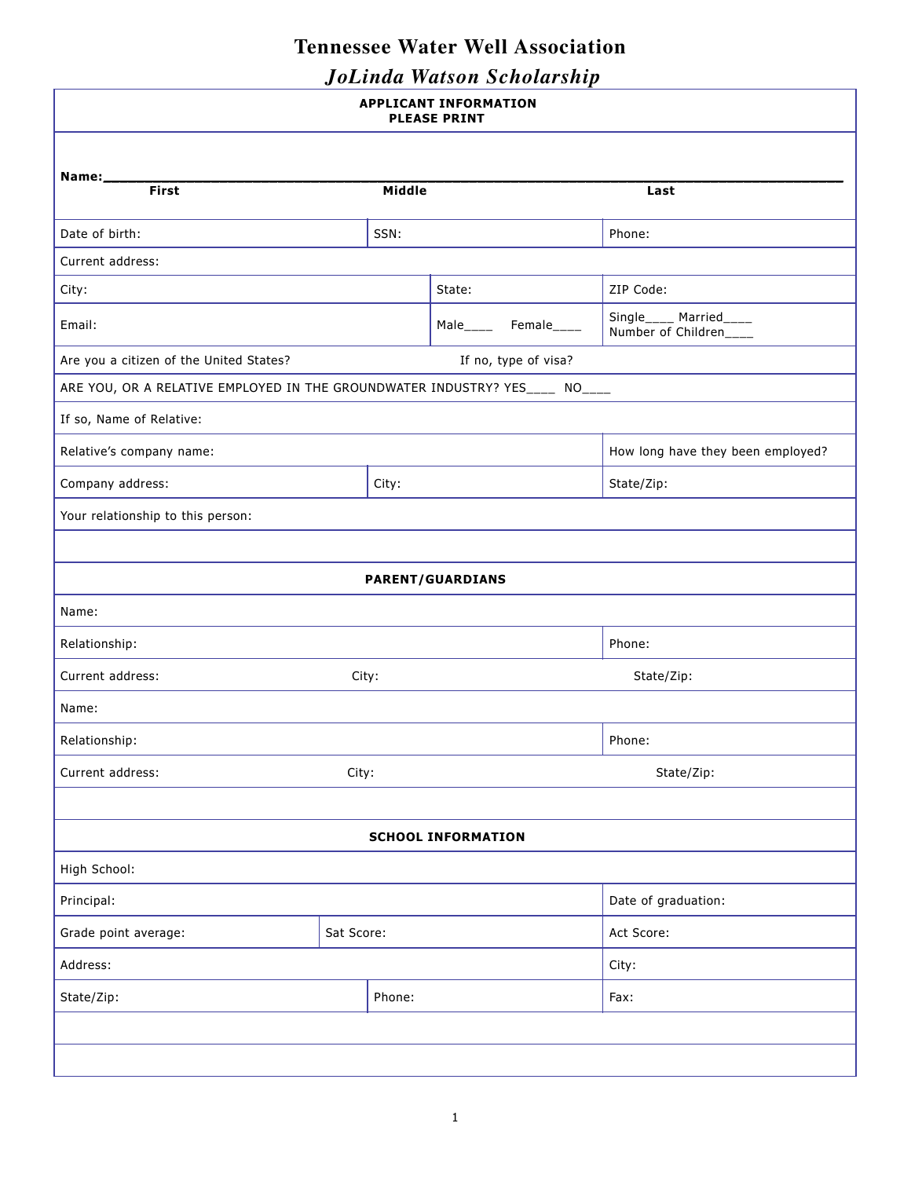# Tennessee Water Well Association

## *JoLinda Watson Scholarship*

**APPLICANT INFORMATION**
**PLEASE PRINT**

**Name:**\_\_\_\_\_\_\_\_\_\_\_\_\_\_\_\_\_\_\_\_\_\_\_\_\_\_\_\_\_\_\_\_\_\_\_\_\_\_\_\_\_\_\_\_\_\_\_\_\_\_\_\_\_\_\_\_\_\_\_\_\_\_
**First** **Middle** **Last**

| | | |
|---|---|---|
| Date of birth: | SSN: | Phone: |
| Current address: | | |
| City: | State: | ZIP Code: |
| Email: | Male\_\_\_\_ Female\_\_\_\_ | Single\_\_\_\_ Married\_\_\_\_ Number of Children\_\_\_\_ |
| Are you a citizen of the United States? | If no, type of visa? | |
| ARE YOU, OR A RELATIVE EMPLOYED IN THE GROUNDWATER INDUSTRY? YES\_\_\_\_ NO\_\_\_\_ | | |
| If so, Name of Relative: | | |
| Relative's company name: | | How long have they been employed? |
| Company address: | City: | State/Zip: |
| Your relationship to this person: | | |

**PARENT/GUARDIANS**

| | | |
|---|---|---|
| Name: | | |
| Relationship: | | Phone: |
| Current address: | City: | State/Zip: |
| Name: | | |
| Relationship: | | Phone: |
| Current address: | City: | State/Zip: |

**SCHOOL INFORMATION**

| | | |
|---|---|---|
| High School: | | |
| Principal: | | Date of graduation: |
| Grade point average: | Sat Score: | Act Score: |
| Address: | | City: |
| State/Zip: | Phone: | Fax: |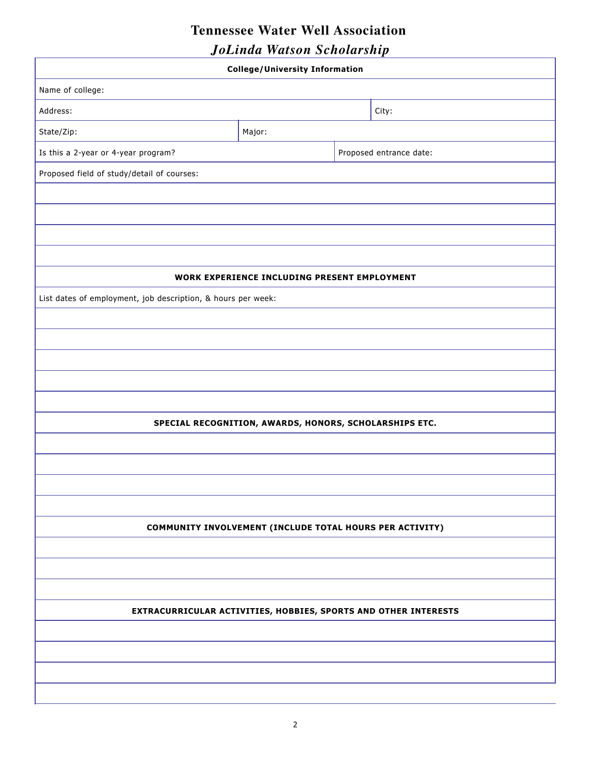# Tennessee Water Well Association

## *JoLinda Watson Scholarship*

| College/University Information | | |
|---|---|---|
| Name of college: | | |
| Address: | | City: |
| State/Zip: | Major: | |
| Is this a 2-year or 4-year program? | | Proposed entrance date: |
| Proposed field of study/detail of courses: | | |
| | | |
| | | |
| | | |
| | | |

| **WORK EXPERIENCE INCLUDING PRESENT EMPLOYMENT** |
|---|
| List dates of employment, job description, & hours per week: |
| |
| |
| |
| |
| |

| **SPECIAL RECOGNITION, AWARDS, HONORS, SCHOLARSHIPS ETC.** |
|---|
| |
| |
| |
| |

| **COMMUNITY INVOLVEMENT (INCLUDE TOTAL HOURS PER ACTIVITY)** |
|---|
| |
| |
| |

| **EXTRACURRICULAR ACTIVITIES, HOBBIES, SPORTS AND OTHER INTERESTS** |
|---|
| |
| |
| |
| |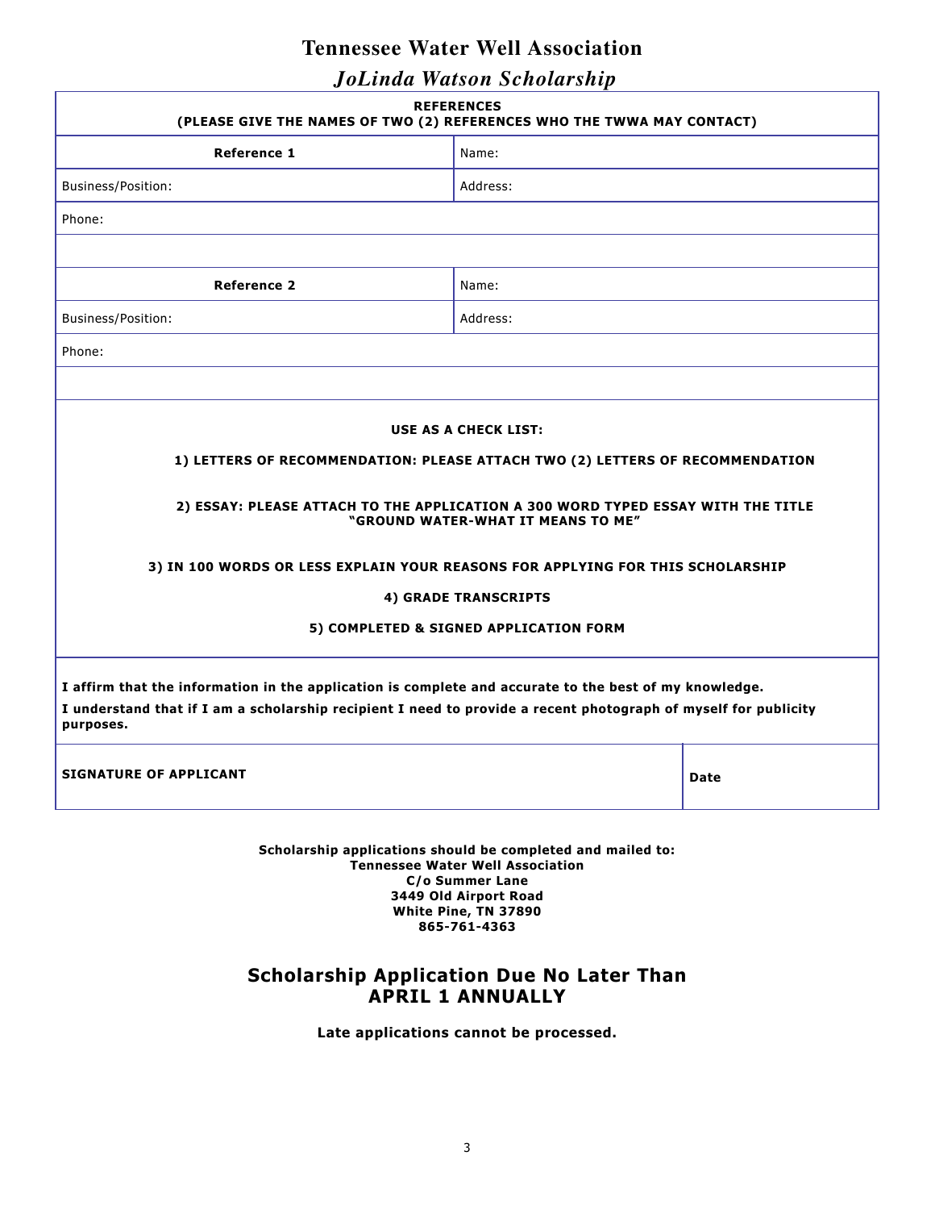# Tennessee Water Well Association

## *JoLinda Watson Scholarship*

| **REFERENCES (PLEASE GIVE THE NAMES OF TWO (2) REFERENCES WHO THE TWWA MAY CONTACT)** | |
|---|---|
| **Reference 1** | Name: |
| Business/Position: | Address: |
| Phone: | |
| | |
| **Reference 2** | Name: |
| Business/Position: | Address: |
| Phone: | |
| | |

**USE AS A CHECK LIST:**

**1) LETTERS OF RECOMMENDATION: PLEASE ATTACH TWO (2) LETTERS OF RECOMMENDATION**

**2) ESSAY: PLEASE ATTACH TO THE APPLICATION A 300 WORD TYPED ESSAY WITH THE TITLE "GROUND WATER-WHAT IT MEANS TO ME"**

**3) IN 100 WORDS OR LESS EXPLAIN YOUR REASONS FOR APPLYING FOR THIS SCHOLARSHIP**

**4) GRADE TRANSCRIPTS**

**5) COMPLETED & SIGNED APPLICATION FORM**

**I affirm that the information in the application is complete and accurate to the best of my knowledge.**

**I understand that if I am a scholarship recipient I need to provide a recent photograph of myself for publicity purposes.**

| | |
|---|---|
| **SIGNATURE OF APPLICANT** | **Date** |

**Scholarship applications should be completed and mailed to:**
**Tennessee Water Well Association**
**C/o Summer Lane**
**3449 Old Airport Road**
**White Pine, TN 37890**
**865-761-4363**

## Scholarship Application Due No Later Than APRIL 1 ANNUALLY

**Late applications cannot be processed.**